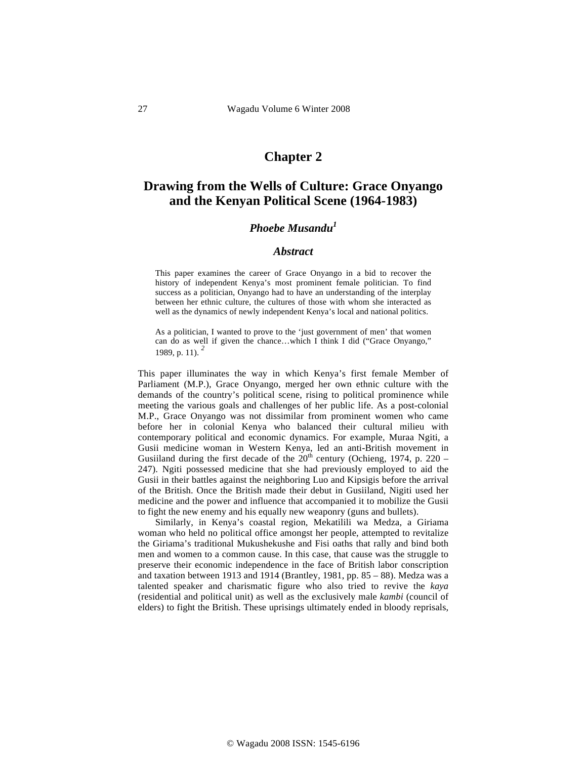# Chapter 2

## Drawing from the Wells of Culture: Grace Onyango and the Kenyan Political Scene (1964-1983)

### *Phoebe Musandu*[1]

### *Abstract*

This paper examines the career of Grace Onyango in a bid to recover the history of independent Kenya's most prominent female politician. To find success as a politician, Onyango had to have an understanding of the interplay between her ethnic culture, the cultures of those with whom she interacted as well as the dynamics of newly independent Kenya's local and national politics.

As a politician, I wanted to prove to the 'just government of men' that women can do as well if given the chance…which I think I did ("Grace Onyango," 1989, p. 11). [2]

This paper illuminates the way in which Kenya's first female Member of Parliament (M.P.), Grace Onyango, merged her own ethnic culture with the demands of the country's political scene, rising to political prominence while meeting the various goals and challenges of her public life. As a post-colonial M.P., Grace Onyango was not dissimilar from prominent women who came before her in colonial Kenya who balanced their cultural milieu with contemporary political and economic dynamics. For example, Muraa Ngiti, a Gusii medicine woman in Western Kenya, led an anti-British movement in Gusiiland during the first decade of the 20th century (Ochieng, 1974, p. 220 – 247). Ngiti possessed medicine that she had previously employed to aid the Gusii in their battles against the neighboring Luo and Kipsigis before the arrival of the British. Once the British made their debut in Gusiiland, Nigiti used her medicine and the power and influence that accompanied it to mobilize the Gusii to fight the new enemy and his equally new weaponry (guns and bullets).

Similarly, in Kenya's coastal region, Mekatilili wa Medza, a Giriama woman who held no political office amongst her people, attempted to revitalize the Giriama's traditional Mukushekushe and Fisi oaths that rally and bind both men and women to a common cause. In this case, that cause was the struggle to preserve their economic independence in the face of British labor conscription and taxation between 1913 and 1914 (Brantley, 1981, pp. 85 – 88). Medza was a talented speaker and charismatic figure who also tried to revive the *kaya* (residential and political unit) as well as the exclusively male *kambi* (council of elders) to fight the British. These uprisings ultimately ended in bloody reprisals,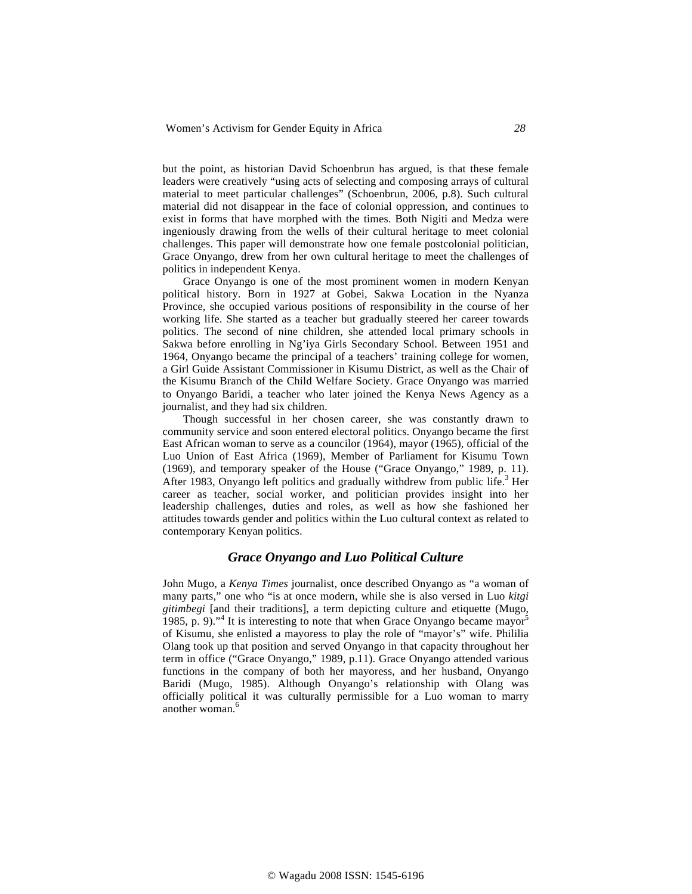but the point, as historian David Schoenbrun has argued, is that these female leaders were creatively "using acts of selecting and composing arrays of cultural material to meet particular challenges" (Schoenbrun, 2006, p.8). Such cultural material did not disappear in the face of colonial oppression, and continues to exist in forms that have morphed with the times. Both Nigiti and Medza were ingeniously drawing from the wells of their cultural heritage to meet colonial challenges. This paper will demonstrate how one female postcolonial politician, Grace Onyango, drew from her own cultural heritage to meet the challenges of politics in independent Kenya.

Grace Onyango is one of the most prominent women in modern Kenyan political history. Born in 1927 at Gobei, Sakwa Location in the Nyanza Province, she occupied various positions of responsibility in the course of her working life. She started as a teacher but gradually steered her career towards politics. The second of nine children, she attended local primary schools in Sakwa before enrolling in Ng'iya Girls Secondary School. Between 1951 and 1964, Onyango became the principal of a teachers' training college for women, a Girl Guide Assistant Commissioner in Kisumu District, as well as the Chair of the Kisumu Branch of the Child Welfare Society. Grace Onyango was married to Onyango Baridi, a teacher who later joined the Kenya News Agency as a journalist, and they had six children.

Though successful in her chosen career, she was constantly drawn to community service and soon entered electoral politics. Onyango became the first East African woman to serve as a councilor (1964), mayor (1965), official of the Luo Union of East Africa (1969), Member of Parliament for Kisumu Town (1969), and temporary speaker of the House ("Grace Onyango," 1989, p. 11). After 1983, Onyango left politics and gradually withdrew from public life.[3] Her career as teacher, social worker, and politician provides insight into her leadership challenges, duties and roles, as well as how she fashioned her attitudes towards gender and politics within the Luo cultural context as related to contemporary Kenyan politics.

## *Grace Onyango and Luo Political Culture*

John Mugo, a *Kenya Times* journalist, once described Onyango as "a woman of many parts," one who "is at once modern, while she is also versed in Luo *kitgi gitimbegi* [and their traditions], a term depicting culture and etiquette (Mugo, 1985, p. 9)."[4] It is interesting to note that when Grace Onyango became mayor[5] of Kisumu, she enlisted a mayoress to play the role of "mayor's" wife. Phililia Olang took up that position and served Onyango in that capacity throughout her term in office ("Grace Onyango," 1989, p.11). Grace Onyango attended various functions in the company of both her mayoress, and her husband, Onyango Baridi (Mugo, 1985). Although Onyango's relationship with Olang was officially political it was culturally permissible for a Luo woman to marry another woman.[6]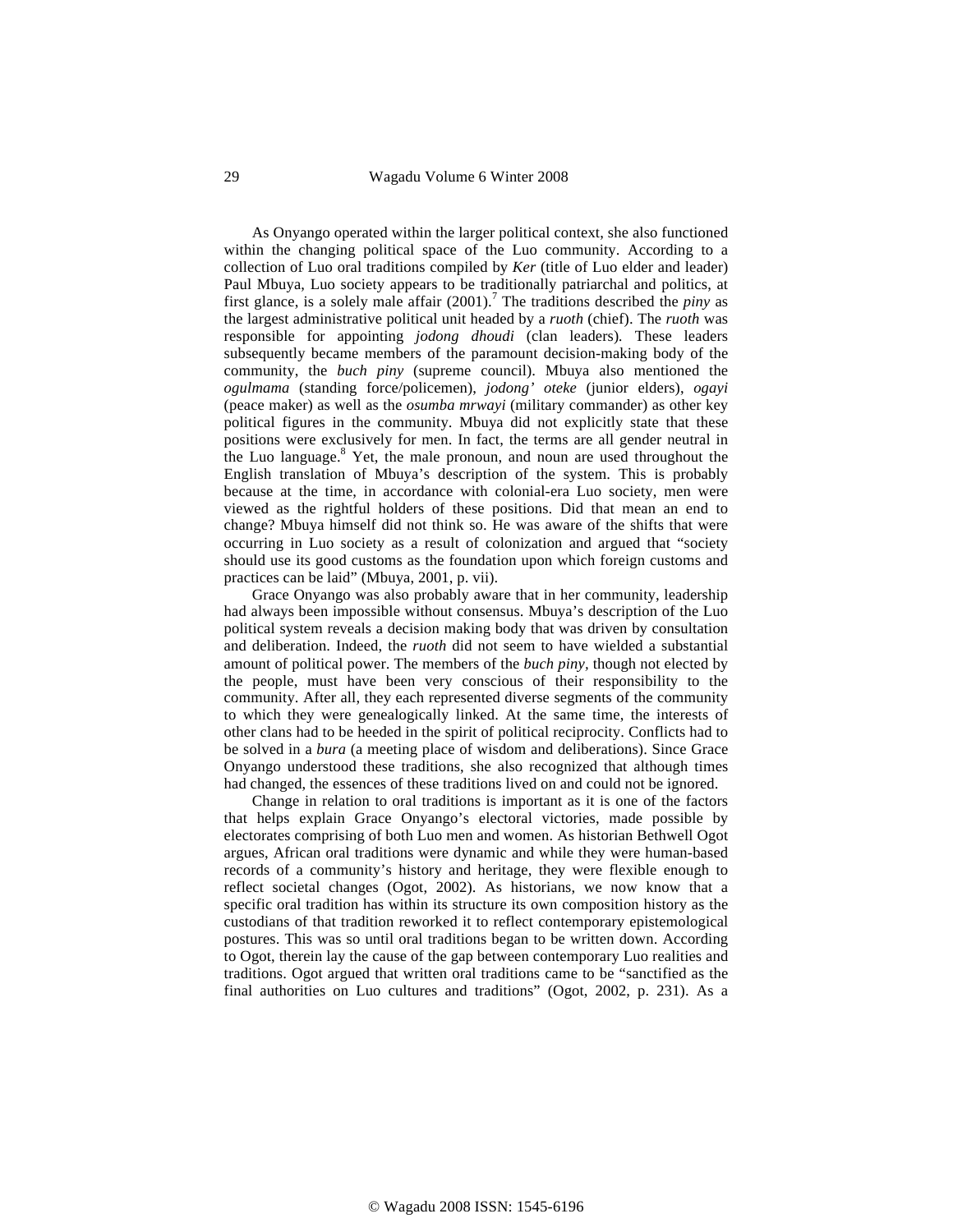As Onyango operated within the larger political context, she also functioned within the changing political space of the Luo community. According to a collection of Luo oral traditions compiled by *Ker* (title of Luo elder and leader) Paul Mbuya, Luo society appears to be traditionally patriarchal and politics, at first glance, is a solely male affair (2001).[7] The traditions described the *piny* as the largest administrative political unit headed by a *ruoth* (chief). The *ruoth* was responsible for appointing *jodong dhoudi* (clan leaders). These leaders subsequently became members of the paramount decision-making body of the community, the *buch piny* (supreme council). Mbuya also mentioned the *ogulmama* (standing force/policemen), *jodong' oteke* (junior elders), *ogayi* (peace maker) as well as the *osumba mrwayi* (military commander) as other key political figures in the community. Mbuya did not explicitly state that these positions were exclusively for men. In fact, the terms are all gender neutral in the Luo language.[8] Yet, the male pronoun, and noun are used throughout the English translation of Mbuya's description of the system. This is probably because at the time, in accordance with colonial-era Luo society, men were viewed as the rightful holders of these positions. Did that mean an end to change? Mbuya himself did not think so. He was aware of the shifts that were occurring in Luo society as a result of colonization and argued that "society should use its good customs as the foundation upon which foreign customs and practices can be laid" (Mbuya, 2001, p. vii).

Grace Onyango was also probably aware that in her community, leadership had always been impossible without consensus. Mbuya's description of the Luo political system reveals a decision making body that was driven by consultation and deliberation. Indeed, the *ruoth* did not seem to have wielded a substantial amount of political power. The members of the *buch piny*, though not elected by the people, must have been very conscious of their responsibility to the community. After all, they each represented diverse segments of the community to which they were genealogically linked. At the same time, the interests of other clans had to be heeded in the spirit of political reciprocity. Conflicts had to be solved in a *bura* (a meeting place of wisdom and deliberations). Since Grace Onyango understood these traditions, she also recognized that although times had changed, the essences of these traditions lived on and could not be ignored.

Change in relation to oral traditions is important as it is one of the factors that helps explain Grace Onyango's electoral victories, made possible by electorates comprising of both Luo men and women. As historian Bethwell Ogot argues, African oral traditions were dynamic and while they were human-based records of a community's history and heritage, they were flexible enough to reflect societal changes (Ogot, 2002). As historians, we now know that a specific oral tradition has within its structure its own composition history as the custodians of that tradition reworked it to reflect contemporary epistemological postures. This was so until oral traditions began to be written down. According to Ogot, therein lay the cause of the gap between contemporary Luo realities and traditions. Ogot argued that written oral traditions came to be "sanctified as the final authorities on Luo cultures and traditions" (Ogot, 2002, p. 231). As a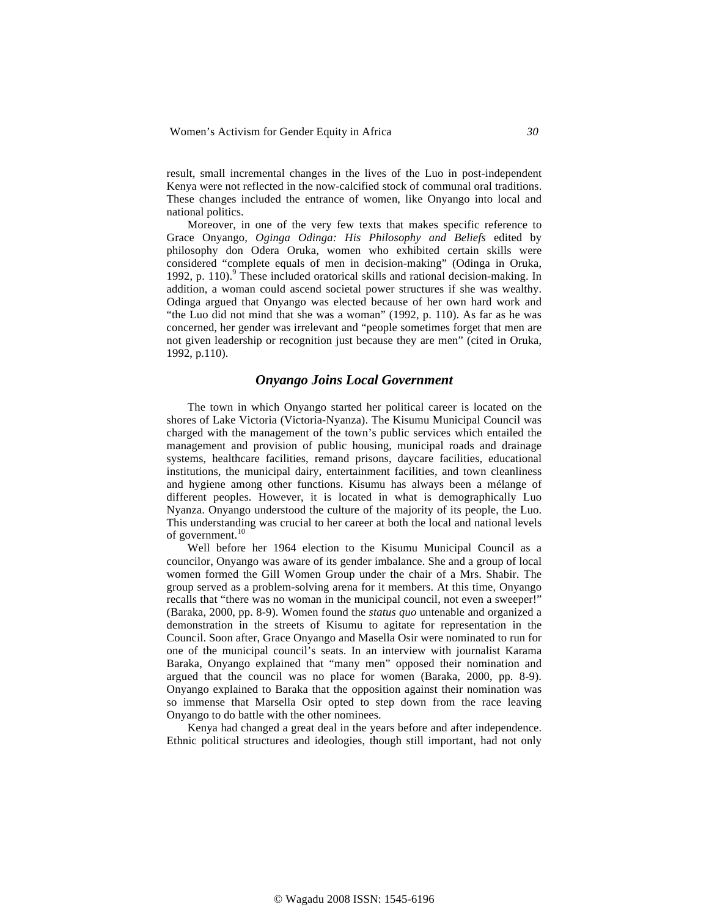result, small incremental changes in the lives of the Luo in post-independent Kenya were not reflected in the now-calcified stock of communal oral traditions. These changes included the entrance of women, like Onyango into local and national politics.

Moreover, in one of the very few texts that makes specific reference to Grace Onyango, *Oginga Odinga: His Philosophy and Beliefs* edited by philosophy don Odera Oruka, women who exhibited certain skills were considered "complete equals of men in decision-making" (Odinga in Oruka, 1992, p. 110).[9] These included oratorical skills and rational decision-making. In addition, a woman could ascend societal power structures if she was wealthy. Odinga argued that Onyango was elected because of her own hard work and "the Luo did not mind that she was a woman" (1992, p. 110). As far as he was concerned, her gender was irrelevant and "people sometimes forget that men are not given leadership or recognition just because they are men" (cited in Oruka, 1992, p.110).

## *Onyango Joins Local Government*

The town in which Onyango started her political career is located on the shores of Lake Victoria (Victoria-Nyanza). The Kisumu Municipal Council was charged with the management of the town's public services which entailed the management and provision of public housing, municipal roads and drainage systems, healthcare facilities, remand prisons, daycare facilities, educational institutions, the municipal dairy, entertainment facilities, and town cleanliness and hygiene among other functions. Kisumu has always been a mélange of different peoples. However, it is located in what is demographically Luo Nyanza. Onyango understood the culture of the majority of its people, the Luo. This understanding was crucial to her career at both the local and national levels of government.[10]

Well before her 1964 election to the Kisumu Municipal Council as a councilor, Onyango was aware of its gender imbalance. She and a group of local women formed the Gill Women Group under the chair of a Mrs. Shabir. The group served as a problem-solving arena for it members. At this time, Onyango recalls that "there was no woman in the municipal council, not even a sweeper!" (Baraka, 2000, pp. 8-9). Women found the *status quo* untenable and organized a demonstration in the streets of Kisumu to agitate for representation in the Council. Soon after, Grace Onyango and Masella Osir were nominated to run for one of the municipal council's seats. In an interview with journalist Karama Baraka, Onyango explained that "many men" opposed their nomination and argued that the council was no place for women (Baraka, 2000, pp. 8-9). Onyango explained to Baraka that the opposition against their nomination was so immense that Marsella Osir opted to step down from the race leaving Onyango to do battle with the other nominees.

Kenya had changed a great deal in the years before and after independence. Ethnic political structures and ideologies, though still important, had not only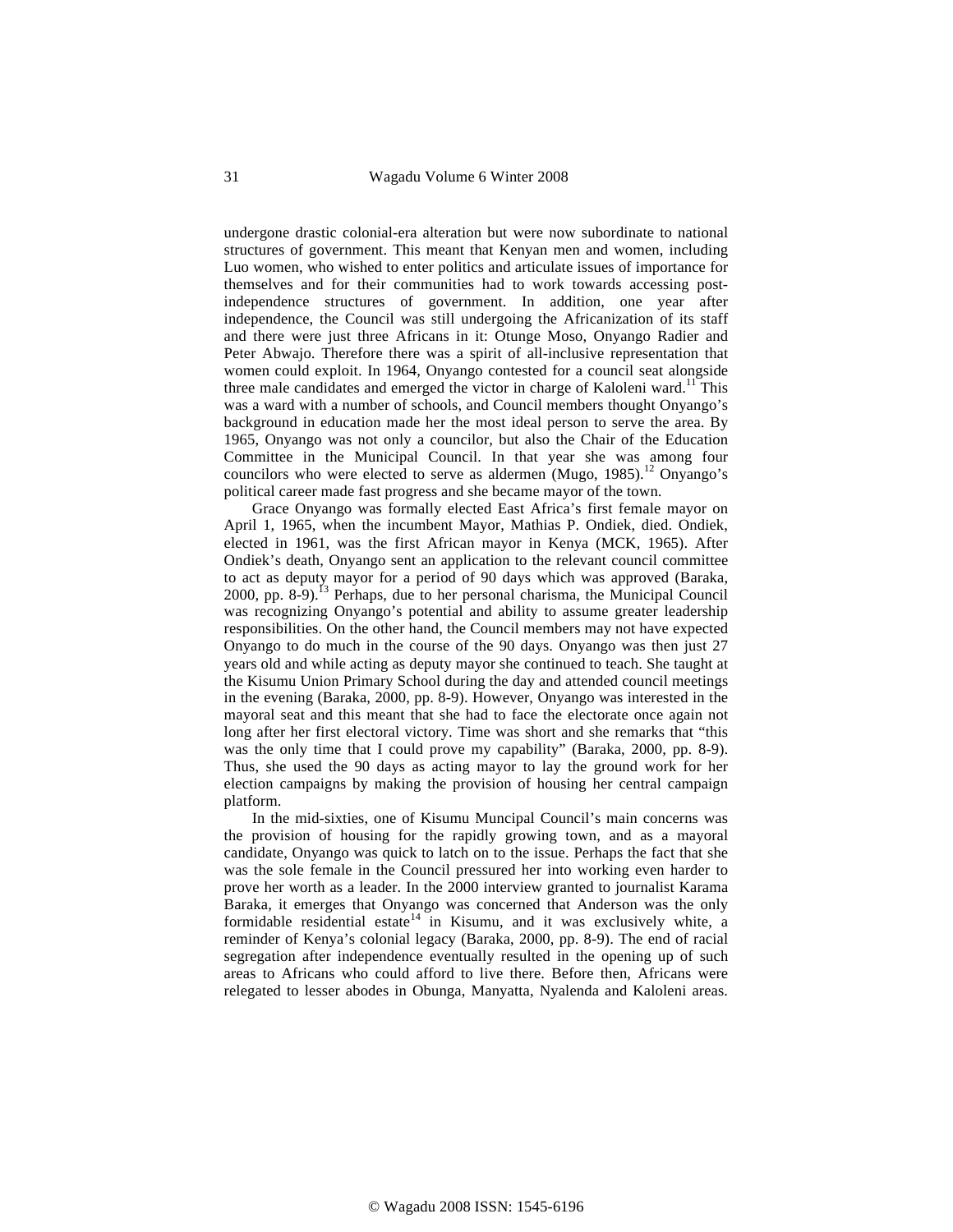undergone drastic colonial-era alteration but were now subordinate to national structures of government. This meant that Kenyan men and women, including Luo women, who wished to enter politics and articulate issues of importance for themselves and for their communities had to work towards accessing post-independence structures of government. In addition, one year after independence, the Council was still undergoing the Africanization of its staff and there were just three Africans in it: Otunge Moso, Onyango Radier and Peter Abwajo. Therefore there was a spirit of all-inclusive representation that women could exploit. In 1964, Onyango contested for a council seat alongside three male candidates and emerged the victor in charge of Kaloleni ward.[11] This was a ward with a number of schools, and Council members thought Onyango's background in education made her the most ideal person to serve the area. By 1965, Onyango was not only a councilor, but also the Chair of the Education Committee in the Municipal Council. In that year she was among four councilors who were elected to serve as aldermen (Mugo, 1985).[12] Onyango's political career made fast progress and she became mayor of the town.

Grace Onyango was formally elected East Africa's first female mayor on April 1, 1965, when the incumbent Mayor, Mathias P. Ondiek, died. Ondiek, elected in 1961, was the first African mayor in Kenya (MCK, 1965). After Ondiek's death, Onyango sent an application to the relevant council committee to act as deputy mayor for a period of 90 days which was approved (Baraka, 2000, pp. 8-9).[13] Perhaps, due to her personal charisma, the Municipal Council was recognizing Onyango's potential and ability to assume greater leadership responsibilities. On the other hand, the Council members may not have expected Onyango to do much in the course of the 90 days. Onyango was then just 27 years old and while acting as deputy mayor she continued to teach. She taught at the Kisumu Union Primary School during the day and attended council meetings in the evening (Baraka, 2000, pp. 8-9). However, Onyango was interested in the mayoral seat and this meant that she had to face the electorate once again not long after her first electoral victory. Time was short and she remarks that "this was the only time that I could prove my capability" (Baraka, 2000, pp. 8-9). Thus, she used the 90 days as acting mayor to lay the ground work for her election campaigns by making the provision of housing her central campaign platform.

In the mid-sixties, one of Kisumu Muncipal Council's main concerns was the provision of housing for the rapidly growing town, and as a mayoral candidate, Onyango was quick to latch on to the issue. Perhaps the fact that she was the sole female in the Council pressured her into working even harder to prove her worth as a leader. In the 2000 interview granted to journalist Karama Baraka, it emerges that Onyango was concerned that Anderson was the only formidable residential estate[14] in Kisumu, and it was exclusively white, a reminder of Kenya's colonial legacy (Baraka, 2000, pp. 8-9). The end of racial segregation after independence eventually resulted in the opening up of such areas to Africans who could afford to live there. Before then, Africans were relegated to lesser abodes in Obunga, Manyatta, Nyalenda and Kaloleni areas.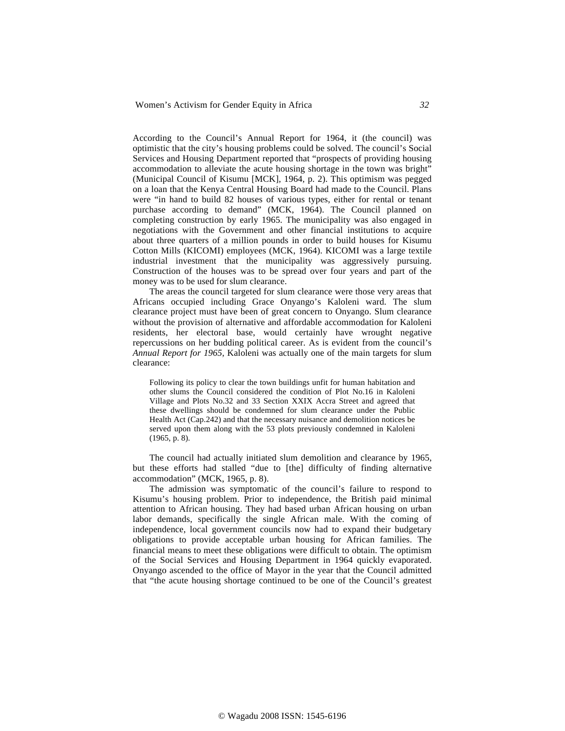According to the Council's Annual Report for 1964, it (the council) was optimistic that the city's housing problems could be solved. The council's Social Services and Housing Department reported that "prospects of providing housing accommodation to alleviate the acute housing shortage in the town was bright" (Municipal Council of Kisumu [MCK], 1964, p. 2). This optimism was pegged on a loan that the Kenya Central Housing Board had made to the Council. Plans were "in hand to build 82 houses of various types, either for rental or tenant purchase according to demand" (MCK, 1964). The Council planned on completing construction by early 1965. The municipality was also engaged in negotiations with the Government and other financial institutions to acquire about three quarters of a million pounds in order to build houses for Kisumu Cotton Mills (KICOMI) employees (MCK, 1964). KICOMI was a large textile industrial investment that the municipality was aggressively pursuing. Construction of the houses was to be spread over four years and part of the money was to be used for slum clearance.

The areas the council targeted for slum clearance were those very areas that Africans occupied including Grace Onyango's Kaloleni ward. The slum clearance project must have been of great concern to Onyango. Slum clearance without the provision of alternative and affordable accommodation for Kaloleni residents, her electoral base, would certainly have wrought negative repercussions on her budding political career. As is evident from the council's *Annual Report for 1965*, Kaloleni was actually one of the main targets for slum clearance:

> Following its policy to clear the town buildings unfit for human habitation and other slums the Council considered the condition of Plot No.16 in Kaloleni Village and Plots No.32 and 33 Section XXIX Accra Street and agreed that these dwellings should be condemned for slum clearance under the Public Health Act (Cap.242) and that the necessary nuisance and demolition notices be served upon them along with the 53 plots previously condemned in Kaloleni (1965, p. 8).

The council had actually initiated slum demolition and clearance by 1965, but these efforts had stalled "due to [the] difficulty of finding alternative accommodation" (MCK, 1965, p. 8).

The admission was symptomatic of the council's failure to respond to Kisumu's housing problem. Prior to independence, the British paid minimal attention to African housing. They had based urban African housing on urban labor demands, specifically the single African male. With the coming of independence, local government councils now had to expand their budgetary obligations to provide acceptable urban housing for African families. The financial means to meet these obligations were difficult to obtain. The optimism of the Social Services and Housing Department in 1964 quickly evaporated. Onyango ascended to the office of Mayor in the year that the Council admitted that "the acute housing shortage continued to be one of the Council's greatest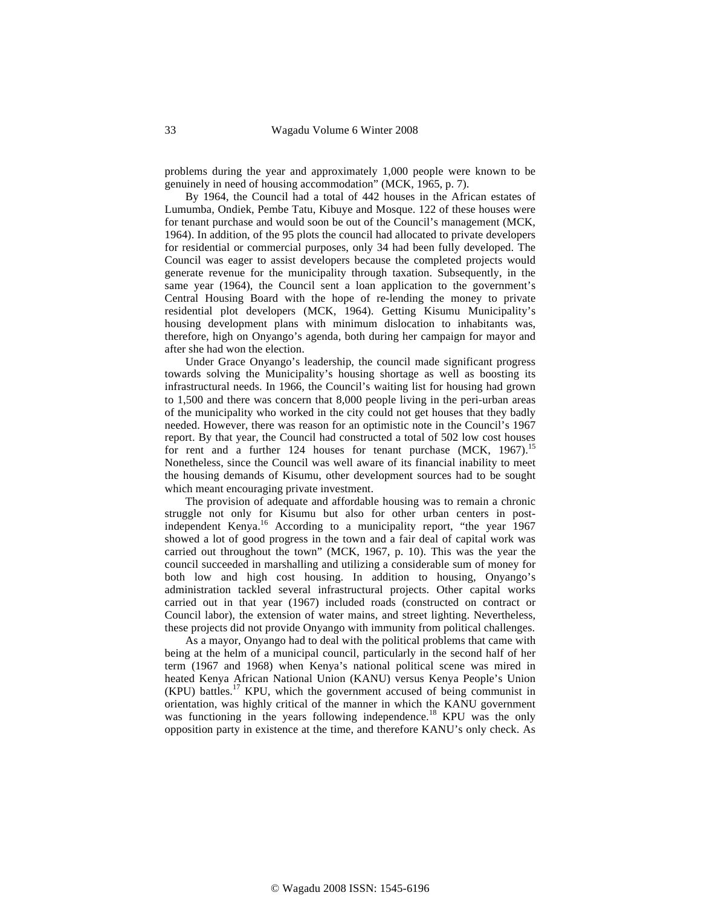problems during the year and approximately 1,000 people were known to be genuinely in need of housing accommodation" (MCK, 1965, p. 7).

By 1964, the Council had a total of 442 houses in the African estates of Lumumba, Ondiek, Pembe Tatu, Kibuye and Mosque. 122 of these houses were for tenant purchase and would soon be out of the Council's management (MCK, 1964). In addition, of the 95 plots the council had allocated to private developers for residential or commercial purposes, only 34 had been fully developed. The Council was eager to assist developers because the completed projects would generate revenue for the municipality through taxation. Subsequently, in the same year (1964), the Council sent a loan application to the government's Central Housing Board with the hope of re-lending the money to private residential plot developers (MCK, 1964). Getting Kisumu Municipality's housing development plans with minimum dislocation to inhabitants was, therefore, high on Onyango's agenda, both during her campaign for mayor and after she had won the election.

Under Grace Onyango's leadership, the council made significant progress towards solving the Municipality's housing shortage as well as boosting its infrastructural needs. In 1966, the Council's waiting list for housing had grown to 1,500 and there was concern that 8,000 people living in the peri-urban areas of the municipality who worked in the city could not get houses that they badly needed. However, there was reason for an optimistic note in the Council's 1967 report. By that year, the Council had constructed a total of 502 low cost houses for rent and a further 124 houses for tenant purchase (MCK, 1967).[15] Nonetheless, since the Council was well aware of its financial inability to meet the housing demands of Kisumu, other development sources had to be sought which meant encouraging private investment.

The provision of adequate and affordable housing was to remain a chronic struggle not only for Kisumu but also for other urban centers in post-independent Kenya.[16] According to a municipality report, "the year 1967 showed a lot of good progress in the town and a fair deal of capital work was carried out throughout the town" (MCK, 1967, p. 10). This was the year the council succeeded in marshalling and utilizing a considerable sum of money for both low and high cost housing. In addition to housing, Onyango's administration tackled several infrastructural projects. Other capital works carried out in that year (1967) included roads (constructed on contract or Council labor), the extension of water mains, and street lighting. Nevertheless, these projects did not provide Onyango with immunity from political challenges.

As a mayor, Onyango had to deal with the political problems that came with being at the helm of a municipal council, particularly in the second half of her term (1967 and 1968) when Kenya's national political scene was mired in heated Kenya African National Union (KANU) versus Kenya People's Union (KPU) battles.[17] KPU, which the government accused of being communist in orientation, was highly critical of the manner in which the KANU government was functioning in the years following independence.[18] KPU was the only opposition party in existence at the time, and therefore KANU's only check. As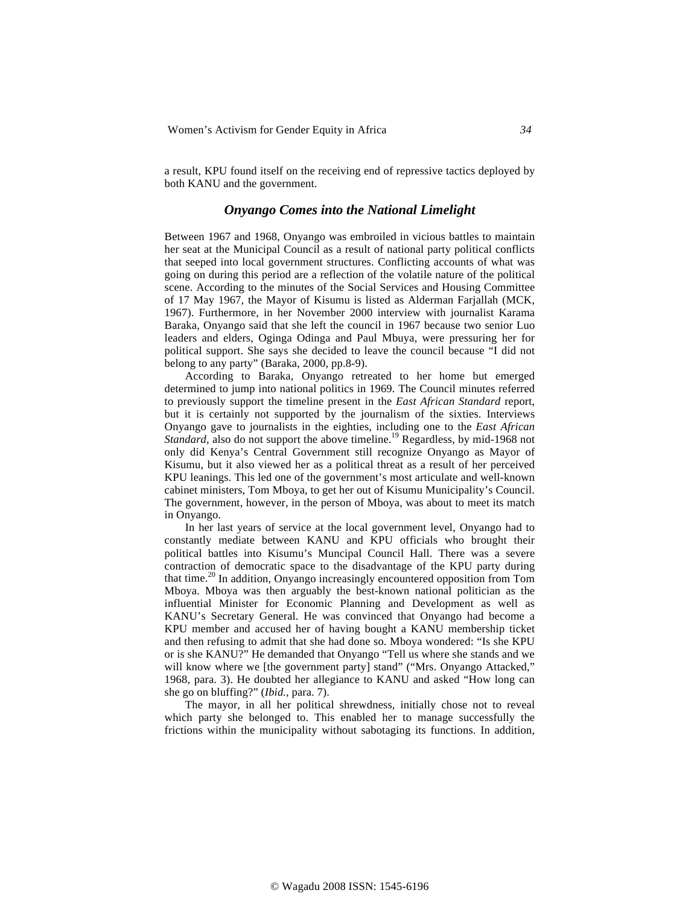a result, KPU found itself on the receiving end of repressive tactics deployed by both KANU and the government.

### *Onyango Comes into the National Limelight*

Between 1967 and 1968, Onyango was embroiled in vicious battles to maintain her seat at the Municipal Council as a result of national party political conflicts that seeped into local government structures. Conflicting accounts of what was going on during this period are a reflection of the volatile nature of the political scene. According to the minutes of the Social Services and Housing Committee of 17 May 1967, the Mayor of Kisumu is listed as Alderman Farjallah (MCK, 1967). Furthermore, in her November 2000 interview with journalist Karama Baraka, Onyango said that she left the council in 1967 because two senior Luo leaders and elders, Oginga Odinga and Paul Mbuya, were pressuring her for political support. She says she decided to leave the council because "I did not belong to any party" (Baraka, 2000, pp.8-9).

According to Baraka, Onyango retreated to her home but emerged determined to jump into national politics in 1969. The Council minutes referred to previously support the timeline present in the *East African Standard* report, but it is certainly not supported by the journalism of the sixties. Interviews Onyango gave to journalists in the eighties, including one to the *East African Standard*, also do not support the above timeline.[19] Regardless, by mid-1968 not only did Kenya's Central Government still recognize Onyango as Mayor of Kisumu, but it also viewed her as a political threat as a result of her perceived KPU leanings. This led one of the government's most articulate and well-known cabinet ministers, Tom Mboya, to get her out of Kisumu Municipality's Council. The government, however, in the person of Mboya, was about to meet its match in Onyango.

In her last years of service at the local government level, Onyango had to constantly mediate between KANU and KPU officials who brought their political battles into Kisumu's Muncipal Council Hall. There was a severe contraction of democratic space to the disadvantage of the KPU party during that time.[20] In addition, Onyango increasingly encountered opposition from Tom Mboya. Mboya was then arguably the best-known national politician as the influential Minister for Economic Planning and Development as well as KANU's Secretary General. He was convinced that Onyango had become a KPU member and accused her of having bought a KANU membership ticket and then refusing to admit that she had done so. Mboya wondered: "Is she KPU or is she KANU?" He demanded that Onyango "Tell us where she stands and we will know where we [the government party] stand" ("Mrs. Onyango Attacked," 1968, para. 3). He doubted her allegiance to KANU and asked "How long can she go on bluffing?" (*Ibid.*, para. 7).

The mayor, in all her political shrewdness, initially chose not to reveal which party she belonged to. This enabled her to manage successfully the frictions within the municipality without sabotaging its functions. In addition,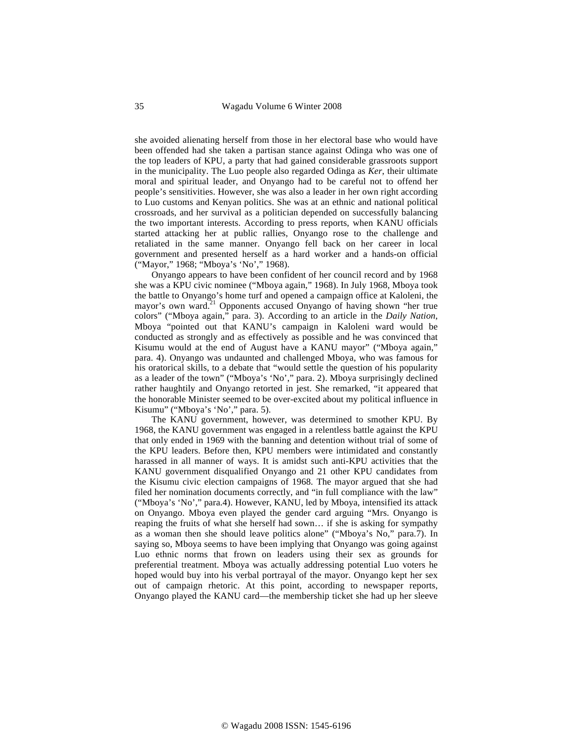she avoided alienating herself from those in her electoral base who would have been offended had she taken a partisan stance against Odinga who was one of the top leaders of KPU, a party that had gained considerable grassroots support in the municipality. The Luo people also regarded Odinga as *Ker*, their ultimate moral and spiritual leader, and Onyango had to be careful not to offend her people's sensitivities. However, she was also a leader in her own right according to Luo customs and Kenyan politics. She was at an ethnic and national political crossroads, and her survival as a politician depended on successfully balancing the two important interests. According to press reports, when KANU officials started attacking her at public rallies, Onyango rose to the challenge and retaliated in the same manner. Onyango fell back on her career in local government and presented herself as a hard worker and a hands-on official ("Mayor," 1968; "Mboya's 'No'," 1968).

Onyango appears to have been confident of her council record and by 1968 she was a KPU civic nominee ("Mboya again," 1968). In July 1968, Mboya took the battle to Onyango's home turf and opened a campaign office at Kaloleni, the mayor's own ward.[21] Opponents accused Onyango of having shown "her true colors" ("Mboya again," para. 3). According to an article in the *Daily Nation*, Mboya "pointed out that KANU's campaign in Kaloleni ward would be conducted as strongly and as effectively as possible and he was convinced that Kisumu would at the end of August have a KANU mayor" ("Mboya again," para. 4). Onyango was undaunted and challenged Mboya, who was famous for his oratorical skills, to a debate that "would settle the question of his popularity as a leader of the town" ("Mboya's 'No'," para. 2). Mboya surprisingly declined rather haughtily and Onyango retorted in jest. She remarked, "it appeared that the honorable Minister seemed to be over-excited about my political influence in Kisumu" ("Mboya's 'No'," para. 5).

The KANU government, however, was determined to smother KPU. By 1968, the KANU government was engaged in a relentless battle against the KPU that only ended in 1969 with the banning and detention without trial of some of the KPU leaders. Before then, KPU members were intimidated and constantly harassed in all manner of ways. It is amidst such anti-KPU activities that the KANU government disqualified Onyango and 21 other KPU candidates from the Kisumu civic election campaigns of 1968. The mayor argued that she had filed her nomination documents correctly, and "in full compliance with the law" ("Mboya's 'No'," para.4). However, KANU, led by Mboya, intensified its attack on Onyango. Mboya even played the gender card arguing "Mrs. Onyango is reaping the fruits of what she herself had sown… if she is asking for sympathy as a woman then she should leave politics alone" ("Mboya's No," para.7). In saying so, Mboya seems to have been implying that Onyango was going against Luo ethnic norms that frown on leaders using their sex as grounds for preferential treatment. Mboya was actually addressing potential Luo voters he hoped would buy into his verbal portrayal of the mayor. Onyango kept her sex out of campaign rhetoric. At this point, according to newspaper reports, Onyango played the KANU card—the membership ticket she had up her sleeve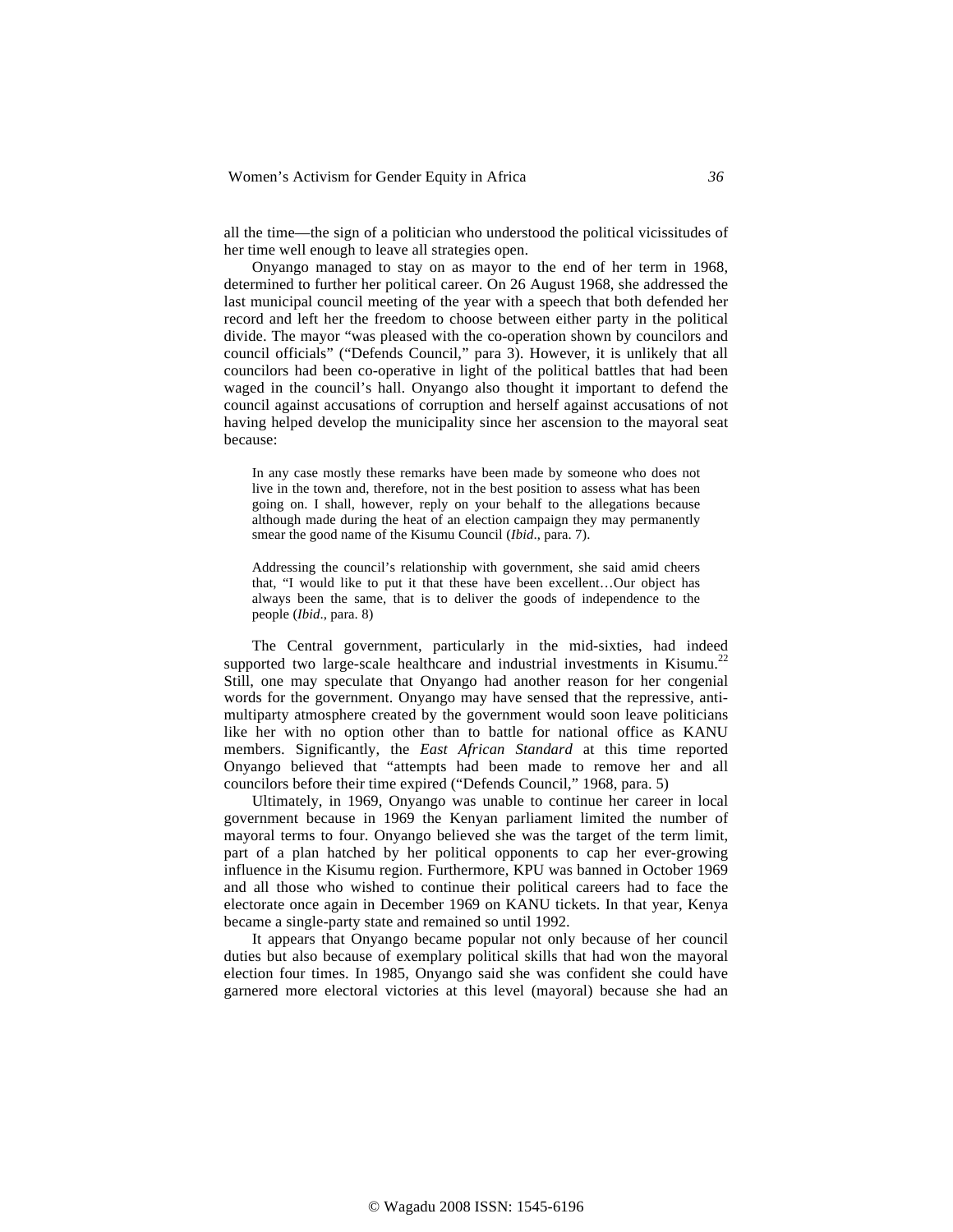all the time—the sign of a politician who understood the political vicissitudes of her time well enough to leave all strategies open.

Onyango managed to stay on as mayor to the end of her term in 1968, determined to further her political career. On 26 August 1968, she addressed the last municipal council meeting of the year with a speech that both defended her record and left her the freedom to choose between either party in the political divide. The mayor "was pleased with the co-operation shown by councilors and council officials" ("Defends Council," para 3). However, it is unlikely that all councilors had been co-operative in light of the political battles that had been waged in the council's hall. Onyango also thought it important to defend the council against accusations of corruption and herself against accusations of not having helped develop the municipality since her ascension to the mayoral seat because:

> In any case mostly these remarks have been made by someone who does not live in the town and, therefore, not in the best position to assess what has been going on. I shall, however, reply on your behalf to the allegations because although made during the heat of an election campaign they may permanently smear the good name of the Kisumu Council (*Ibid*., para. 7).
>
> Addressing the council's relationship with government, she said amid cheers that, "I would like to put it that these have been excellent…Our object has always been the same, that is to deliver the goods of independence to the people (*Ibid*., para. 8)

The Central government, particularly in the mid-sixties, had indeed supported two large-scale healthcare and industrial investments in Kisumu.[22] Still, one may speculate that Onyango had another reason for her congenial words for the government. Onyango may have sensed that the repressive, anti-multiparty atmosphere created by the government would soon leave politicians like her with no option other than to battle for national office as KANU members. Significantly, the *East African Standard* at this time reported Onyango believed that "attempts had been made to remove her and all councilors before their time expired ("Defends Council," 1968, para. 5)

Ultimately, in 1969, Onyango was unable to continue her career in local government because in 1969 the Kenyan parliament limited the number of mayoral terms to four. Onyango believed she was the target of the term limit, part of a plan hatched by her political opponents to cap her ever-growing influence in the Kisumu region. Furthermore, KPU was banned in October 1969 and all those who wished to continue their political careers had to face the electorate once again in December 1969 on KANU tickets. In that year, Kenya became a single-party state and remained so until 1992.

It appears that Onyango became popular not only because of her council duties but also because of exemplary political skills that had won the mayoral election four times. In 1985, Onyango said she was confident she could have garnered more electoral victories at this level (mayoral) because she had an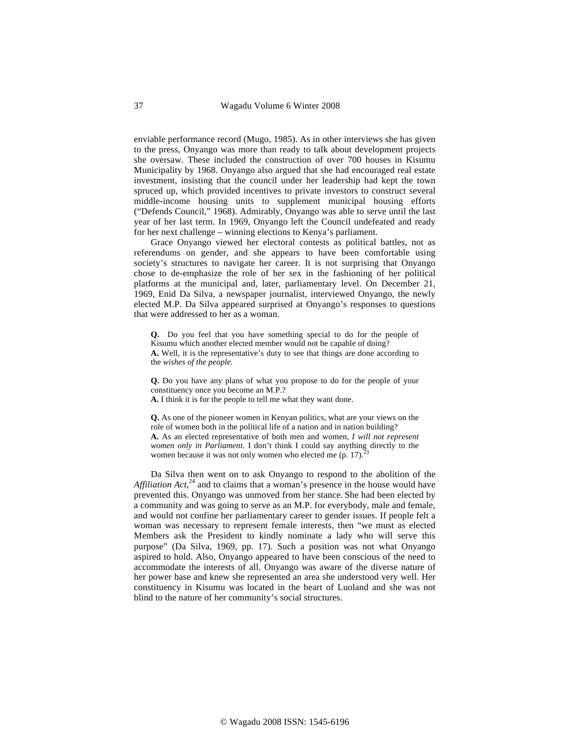enviable performance record (Mugo, 1985). As in other interviews she has given to the press, Onyango was more than ready to talk about development projects she oversaw. These included the construction of over 700 houses in Kisumu Municipality by 1968. Onyango also argued that she had encouraged real estate investment, insisting that the council under her leadership had kept the town spruced up, which provided incentives to private investors to construct several middle-income housing units to supplement municipal housing efforts ("Defends Council," 1968). Admirably, Onyango was able to serve until the last year of her last term. In 1969, Onyango left the Council undefeated and ready for her next challenge – winning elections to Kenya's parliament.

Grace Onyango viewed her electoral contests as political battles, not as referendums on gender, and she appears to have been comfortable using society's structures to navigate her career. It is not surprising that Onyango chose to de-emphasize the role of her sex in the fashioning of her political platforms at the municipal and, later, parliamentary level. On December 21, 1969, Enid Da Silva, a newspaper journalist, interviewed Onyango, the newly elected M.P. Da Silva appeared surprised at Onyango's responses to questions that were addressed to her as a woman.

> **Q.** Do you feel that you have something special to do for the people of Kisumu which another elected member would not be capable of doing?
> **A.** Well, it is the representative's duty to see that things are done according to the *wishes of the people.*
>
> **Q.** Do you have any plans of what you propose to do for the people of your constituency once you become an M.P.?
> **A.** I think it is for the people to tell me what they want done.
>
> **Q.** As one of the pioneer women in Kenyan politics, what are your views on the role of women both in the political life of a nation and in nation building?
> **A.** As an elected representative of both men and women, *I will not represent women only in Parliament.* I don't think I could say anything directly to the women because it was not only women who elected me (p. 17).[23]

Da Silva then went on to ask Onyango to respond to the abolition of the *Affiliation Act*,[24] and to claims that a woman's presence in the house would have prevented this. Onyango was unmoved from her stance. She had been elected by a community and was going to serve as an M.P. for everybody, male and female, and would not confine her parliamentary career to gender issues. If people felt a woman was necessary to represent female interests, then "we must as elected Members ask the President to kindly nominate a lady who will serve this purpose" (Da Silva, 1969, pp. 17). Such a position was not what Onyango aspired to hold. Also, Onyango appeared to have been conscious of the need to accommodate the interests of all. Onyango was aware of the diverse nature of her power base and knew she represented an area she understood very well. Her constituency in Kisumu was located in the heart of Luoland and she was not blind to the nature of her community's social structures.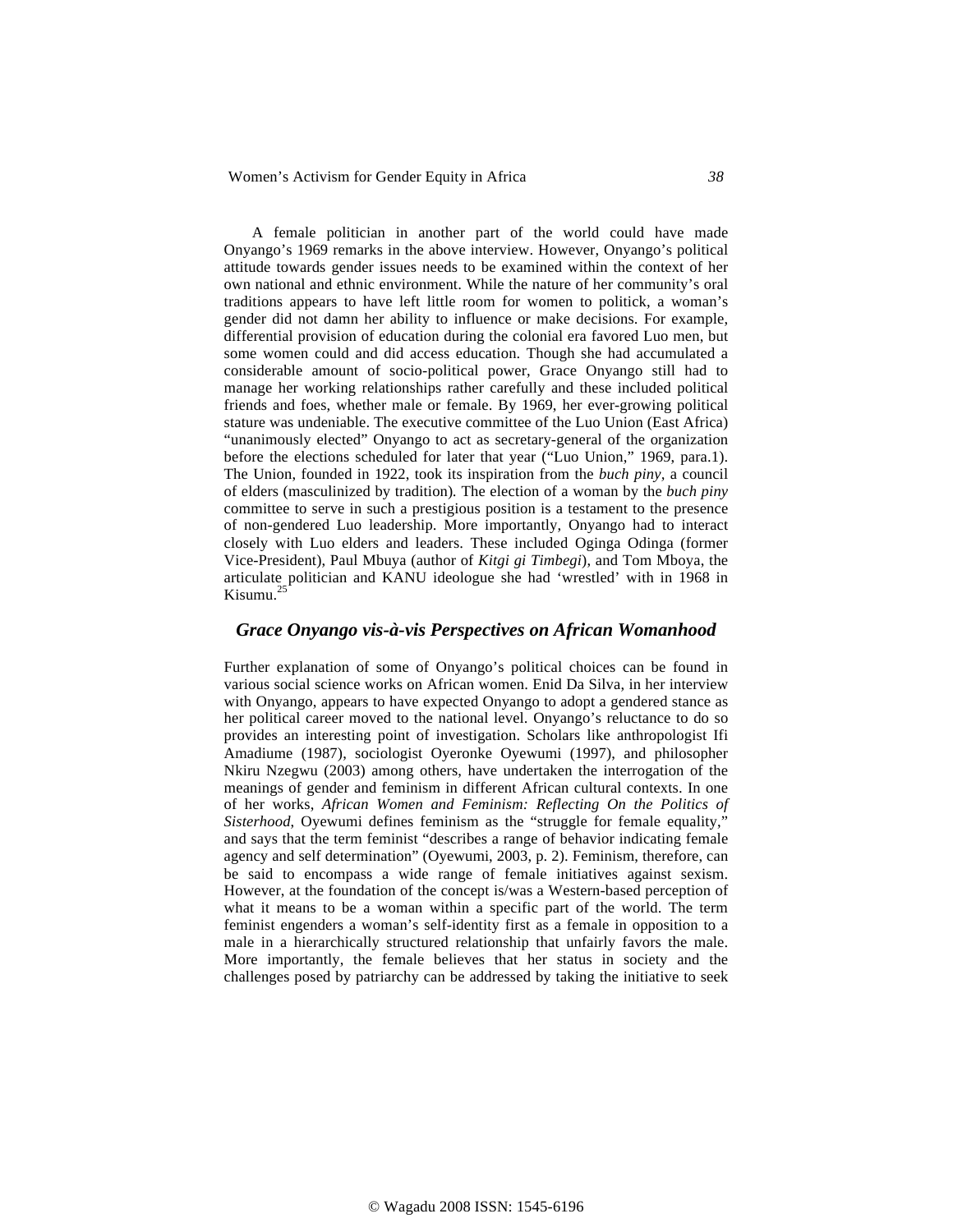A female politician in another part of the world could have made Onyango's 1969 remarks in the above interview. However, Onyango's political attitude towards gender issues needs to be examined within the context of her own national and ethnic environment. While the nature of her community's oral traditions appears to have left little room for women to politick, a woman's gender did not damn her ability to influence or make decisions. For example, differential provision of education during the colonial era favored Luo men, but some women could and did access education. Though she had accumulated a considerable amount of socio-political power, Grace Onyango still had to manage her working relationships rather carefully and these included political friends and foes, whether male or female. By 1969, her ever-growing political stature was undeniable. The executive committee of the Luo Union (East Africa) "unanimously elected" Onyango to act as secretary-general of the organization before the elections scheduled for later that year ("Luo Union," 1969, para.1). The Union, founded in 1922, took its inspiration from the *buch piny*, a council of elders (masculinized by tradition). The election of a woman by the *buch piny* committee to serve in such a prestigious position is a testament to the presence of non-gendered Luo leadership. More importantly, Onyango had to interact closely with Luo elders and leaders. These included Oginga Odinga (former Vice-President), Paul Mbuya (author of *Kitgi gi Timbegi*), and Tom Mboya, the articulate politician and KANU ideologue she had 'wrestled' with in 1968 in Kisumu.[25]

## Grace Onyango vis-à-vis Perspectives on African Womanhood

Further explanation of some of Onyango's political choices can be found in various social science works on African women. Enid Da Silva, in her interview with Onyango, appears to have expected Onyango to adopt a gendered stance as her political career moved to the national level. Onyango's reluctance to do so provides an interesting point of investigation. Scholars like anthropologist Ifi Amadiume (1987), sociologist Oyeronke Oyewumi (1997), and philosopher Nkiru Nzegwu (2003) among others, have undertaken the interrogation of the meanings of gender and feminism in different African cultural contexts. In one of her works, *African Women and Feminism: Reflecting On the Politics of Sisterhood*, Oyewumi defines feminism as the "struggle for female equality," and says that the term feminist "describes a range of behavior indicating female agency and self determination" (Oyewumi, 2003, p. 2). Feminism, therefore, can be said to encompass a wide range of female initiatives against sexism. However, at the foundation of the concept is/was a Western-based perception of what it means to be a woman within a specific part of the world. The term feminist engenders a woman's self-identity first as a female in opposition to a male in a hierarchically structured relationship that unfairly favors the male. More importantly, the female believes that her status in society and the challenges posed by patriarchy can be addressed by taking the initiative to seek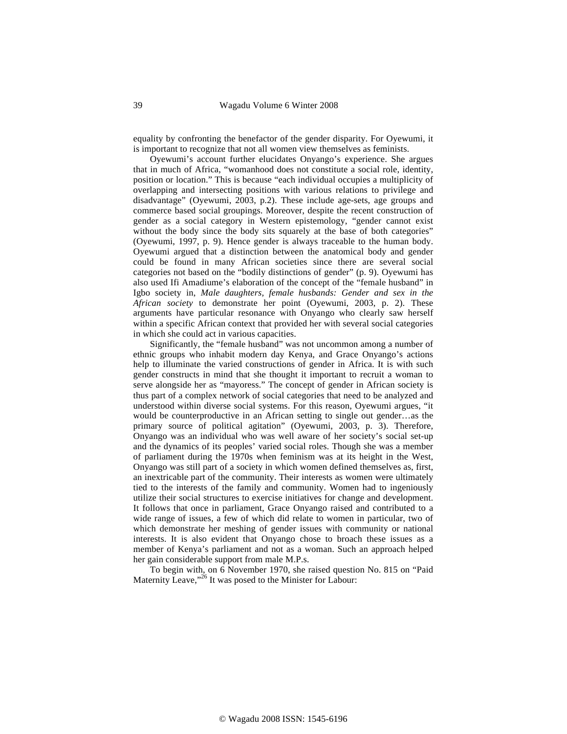equality by confronting the benefactor of the gender disparity. For Oyewumi, it is important to recognize that not all women view themselves as feminists.

Oyewumi's account further elucidates Onyango's experience. She argues that in much of Africa, "womanhood does not constitute a social role, identity, position or location." This is because "each individual occupies a multiplicity of overlapping and intersecting positions with various relations to privilege and disadvantage" (Oyewumi, 2003, p.2). These include age-sets, age groups and commerce based social groupings. Moreover, despite the recent construction of gender as a social category in Western epistemology, "gender cannot exist without the body since the body sits squarely at the base of both categories" (Oyewumi, 1997, p. 9). Hence gender is always traceable to the human body. Oyewumi argued that a distinction between the anatomical body and gender could be found in many African societies since there are several social categories not based on the "bodily distinctions of gender" (p. 9). Oyewumi has also used Ifi Amadiume's elaboration of the concept of the "female husband" in Igbo society in, *Male daughters, female husbands: Gender and sex in the African society* to demonstrate her point (Oyewumi, 2003, p. 2). These arguments have particular resonance with Onyango who clearly saw herself within a specific African context that provided her with several social categories in which she could act in various capacities.

Significantly, the "female husband" was not uncommon among a number of ethnic groups who inhabit modern day Kenya, and Grace Onyango's actions help to illuminate the varied constructions of gender in Africa. It is with such gender constructs in mind that she thought it important to recruit a woman to serve alongside her as "mayoress." The concept of gender in African society is thus part of a complex network of social categories that need to be analyzed and understood within diverse social systems. For this reason, Oyewumi argues, "it would be counterproductive in an African setting to single out gender…as the primary source of political agitation" (Oyewumi, 2003, p. 3). Therefore, Onyango was an individual who was well aware of her society's social set-up and the dynamics of its peoples' varied social roles. Though she was a member of parliament during the 1970s when feminism was at its height in the West, Onyango was still part of a society in which women defined themselves as, first, an inextricable part of the community. Their interests as women were ultimately tied to the interests of the family and community. Women had to ingeniously utilize their social structures to exercise initiatives for change and development. It follows that once in parliament, Grace Onyango raised and contributed to a wide range of issues, a few of which did relate to women in particular, two of which demonstrate her meshing of gender issues with community or national interests. It is also evident that Onyango chose to broach these issues as a member of Kenya's parliament and not as a woman. Such an approach helped her gain considerable support from male M.P.s.

To begin with, on 6 November 1970, she raised question No. 815 on "Paid Maternity Leave,"[26] It was posed to the Minister for Labour: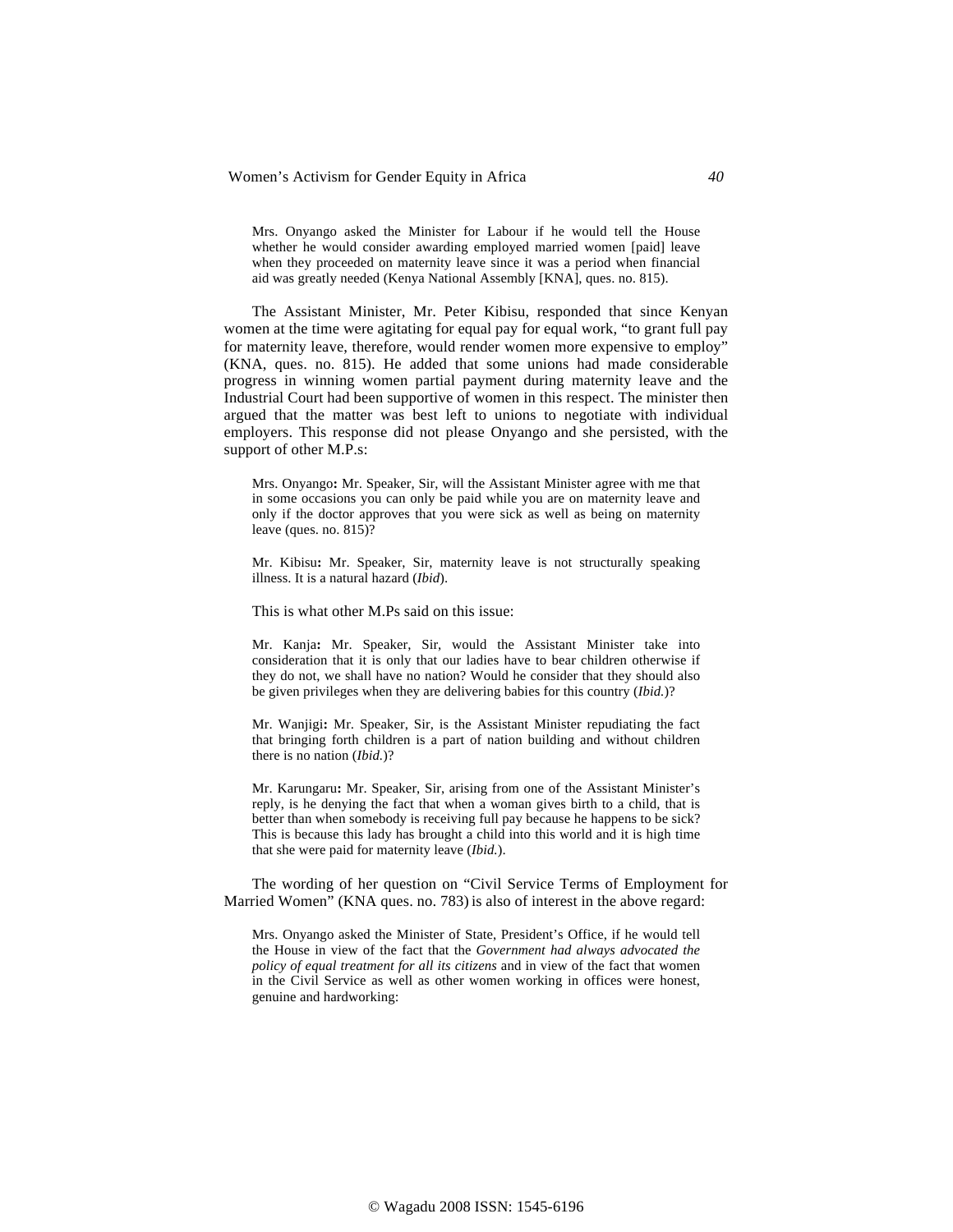> Mrs. Onyango asked the Minister for Labour if he would tell the House whether he would consider awarding employed married women [paid] leave when they proceeded on maternity leave since it was a period when financial aid was greatly needed (Kenya National Assembly [KNA], ques. no. 815).

The Assistant Minister, Mr. Peter Kibisu, responded that since Kenyan women at the time were agitating for equal pay for equal work, "to grant full pay for maternity leave, therefore, would render women more expensive to employ" (KNA, ques. no. 815). He added that some unions had made considerable progress in winning women partial payment during maternity leave and the Industrial Court had been supportive of women in this respect. The minister then argued that the matter was best left to unions to negotiate with individual employers. This response did not please Onyango and she persisted, with the support of other M.P.s:

> Mrs. Onyango**:** Mr. Speaker, Sir, will the Assistant Minister agree with me that in some occasions you can only be paid while you are on maternity leave and only if the doctor approves that you were sick as well as being on maternity leave (ques. no. 815)?

> Mr. Kibisu**:** Mr. Speaker, Sir, maternity leave is not structurally speaking illness. It is a natural hazard (*Ibid*).

This is what other M.Ps said on this issue:

> Mr. Kanja**:** Mr. Speaker, Sir, would the Assistant Minister take into consideration that it is only that our ladies have to bear children otherwise if they do not, we shall have no nation? Would he consider that they should also be given privileges when they are delivering babies for this country (*Ibid.*)?

> Mr. Wanjigi**:** Mr. Speaker, Sir, is the Assistant Minister repudiating the fact that bringing forth children is a part of nation building and without children there is no nation (*Ibid.*)?

> Mr. Karungaru**:** Mr. Speaker, Sir, arising from one of the Assistant Minister's reply, is he denying the fact that when a woman gives birth to a child, that is better than when somebody is receiving full pay because he happens to be sick? This is because this lady has brought a child into this world and it is high time that she were paid for maternity leave (*Ibid.*).

The wording of her question on "Civil Service Terms of Employment for Married Women" (KNA ques. no. 783) is also of interest in the above regard:

> Mrs. Onyango asked the Minister of State, President's Office, if he would tell the House in view of the fact that the *Government had always advocated the policy of equal treatment for all its citizens* and in view of the fact that women in the Civil Service as well as other women working in offices were honest, genuine and hardworking: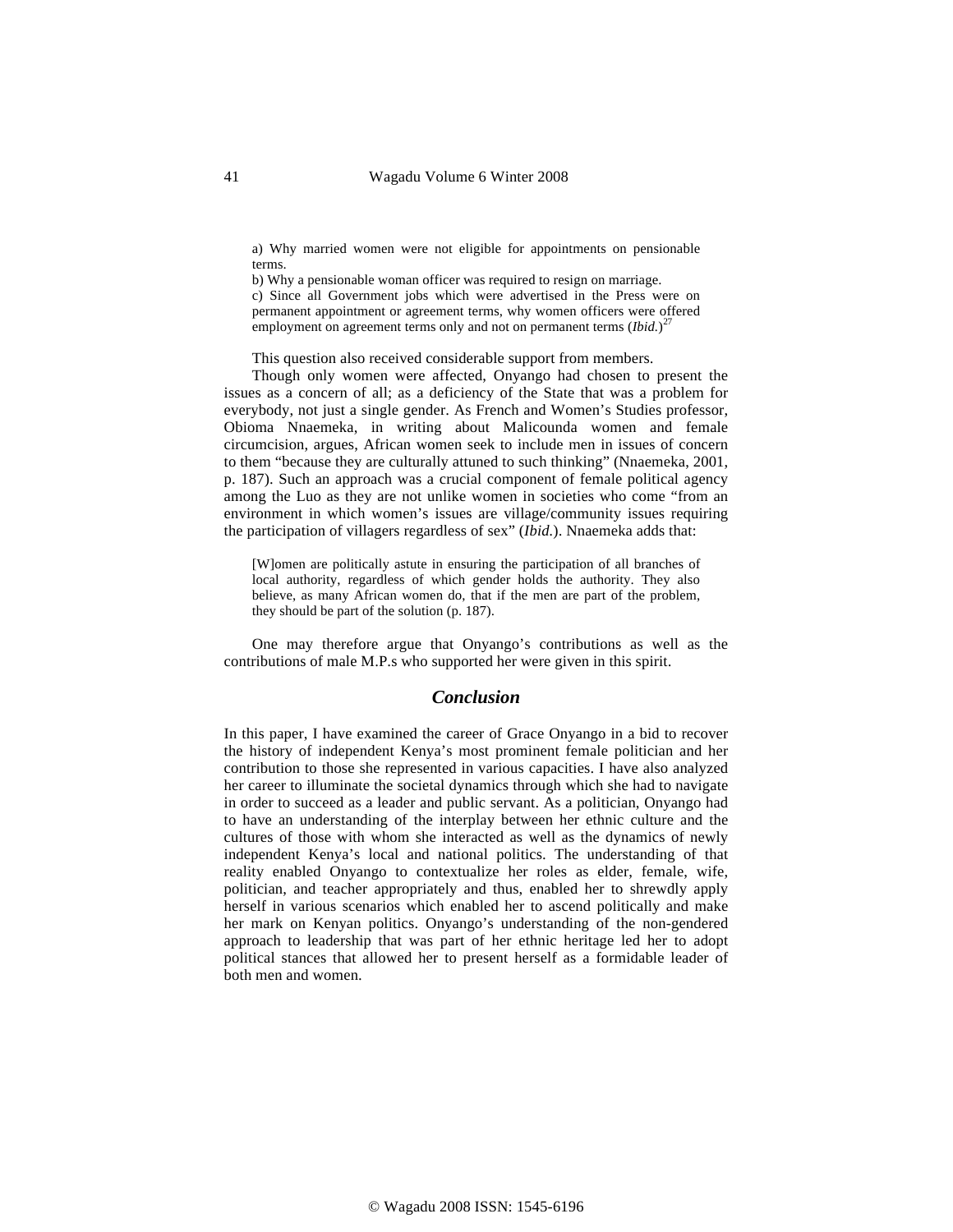> a) Why married women were not eligible for appointments on pensionable terms.
> b) Why a pensionable woman officer was required to resign on marriage.
> c) Since all Government jobs which were advertised in the Press were on permanent appointment or agreement terms, why women officers were offered employment on agreement terms only and not on permanent terms (*Ibid.*)[27]

This question also received considerable support from members.

Though only women were affected, Onyango had chosen to present the issues as a concern of all; as a deficiency of the State that was a problem for everybody, not just a single gender. As French and Women's Studies professor, Obioma Nnaemeka, in writing about Malicounda women and female circumcision, argues, African women seek to include men in issues of concern to them "because they are culturally attuned to such thinking" (Nnaemeka, 2001, p. 187). Such an approach was a crucial component of female political agency among the Luo as they are not unlike women in societies who come "from an environment in which women's issues are village/community issues requiring the participation of villagers regardless of sex" (*Ibid.*). Nnaemeka adds that:

> [W]omen are politically astute in ensuring the participation of all branches of local authority, regardless of which gender holds the authority. They also believe, as many African women do, that if the men are part of the problem, they should be part of the solution (p. 187).

One may therefore argue that Onyango's contributions as well as the contributions of male M.P.s who supported her were given in this spirit.

## *Conclusion*

In this paper, I have examined the career of Grace Onyango in a bid to recover the history of independent Kenya's most prominent female politician and her contribution to those she represented in various capacities. I have also analyzed her career to illuminate the societal dynamics through which she had to navigate in order to succeed as a leader and public servant. As a politician, Onyango had to have an understanding of the interplay between her ethnic culture and the cultures of those with whom she interacted as well as the dynamics of newly independent Kenya's local and national politics. The understanding of that reality enabled Onyango to contextualize her roles as elder, female, wife, politician, and teacher appropriately and thus, enabled her to shrewdly apply herself in various scenarios which enabled her to ascend politically and make her mark on Kenyan politics. Onyango's understanding of the non-gendered approach to leadership that was part of her ethnic heritage led her to adopt political stances that allowed her to present herself as a formidable leader of both men and women.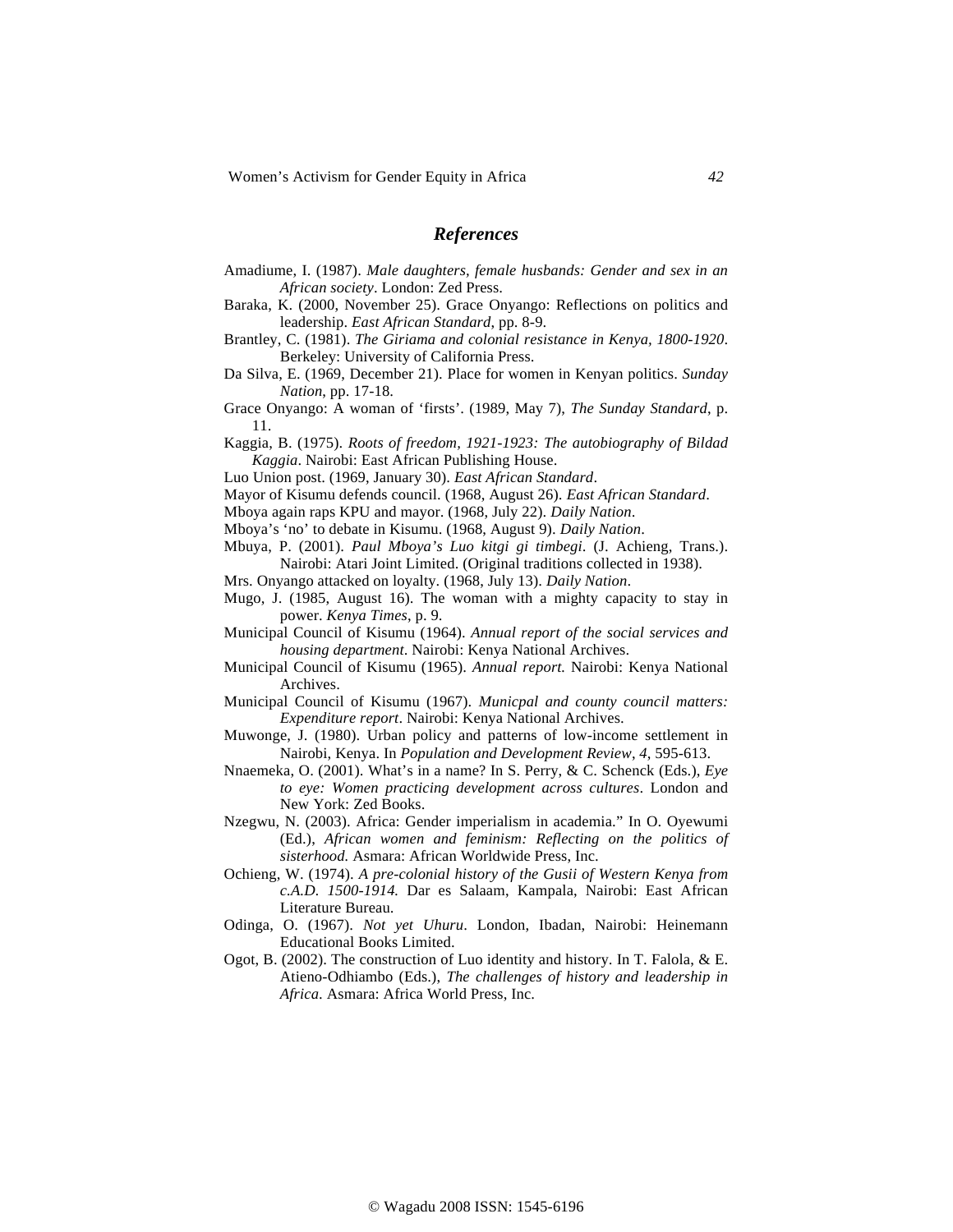## *References*

Amadiume, I. (1987). *Male daughters, female husbands: Gender and sex in an African society*. London: Zed Press.

Baraka, K. (2000, November 25). Grace Onyango: Reflections on politics and leadership. *East African Standard*, pp. 8-9.

Brantley, C. (1981). *The Giriama and colonial resistance in Kenya, 1800-1920*. Berkeley: University of California Press.

Da Silva, E. (1969, December 21). Place for women in Kenyan politics. *Sunday Nation*, pp. 17-18.

Grace Onyango: A woman of 'firsts'. (1989, May 7), *The Sunday Standard*, p. 11.

Kaggia, B. (1975). *Roots of freedom, 1921-1923: The autobiography of Bildad Kaggia*. Nairobi: East African Publishing House.

Luo Union post. (1969, January 30). *East African Standard*.

Mayor of Kisumu defends council. (1968, August 26). *East African Standard*.

Mboya again raps KPU and mayor. (1968, July 22). *Daily Nation*.

Mboya's 'no' to debate in Kisumu. (1968, August 9). *Daily Nation*.

Mbuya, P. (2001). *Paul Mboya's Luo kitgi gi timbegi*. (J. Achieng, Trans.). Nairobi: Atari Joint Limited. (Original traditions collected in 1938).

Mrs. Onyango attacked on loyalty. (1968, July 13). *Daily Nation*.

Mugo, J. (1985, August 16). The woman with a mighty capacity to stay in power. *Kenya Times*, p. 9.

Municipal Council of Kisumu (1964). *Annual report of the social services and housing department*. Nairobi: Kenya National Archives.

Municipal Council of Kisumu (1965). *Annual report.* Nairobi: Kenya National Archives.

Municipal Council of Kisumu (1967). *Municpal and county council matters: Expenditure report*. Nairobi: Kenya National Archives.

Muwonge, J. (1980). Urban policy and patterns of low-income settlement in Nairobi, Kenya. In *Population and Development Review*, *4*, 595-613.

Nnaemeka, O. (2001). What's in a name? In S. Perry, & C. Schenck (Eds.), *Eye to eye: Women practicing development across cultures*. London and New York: Zed Books.

Nzegwu, N. (2003). Africa: Gender imperialism in academia." In O. Oyewumi (Ed.), *African women and feminism: Reflecting on the politics of sisterhood.* Asmara: African Worldwide Press, Inc.

Ochieng, W. (1974). *A pre-colonial history of the Gusii of Western Kenya from c.A.D. 1500-1914.* Dar es Salaam, Kampala, Nairobi: East African Literature Bureau.

Odinga, O. (1967). *Not yet Uhuru*. London, Ibadan, Nairobi: Heinemann Educational Books Limited.

Ogot, B. (2002). The construction of Luo identity and history. In T. Falola, & E. Atieno-Odhiambo (Eds.), *The challenges of history and leadership in Africa*. Asmara: Africa World Press, Inc.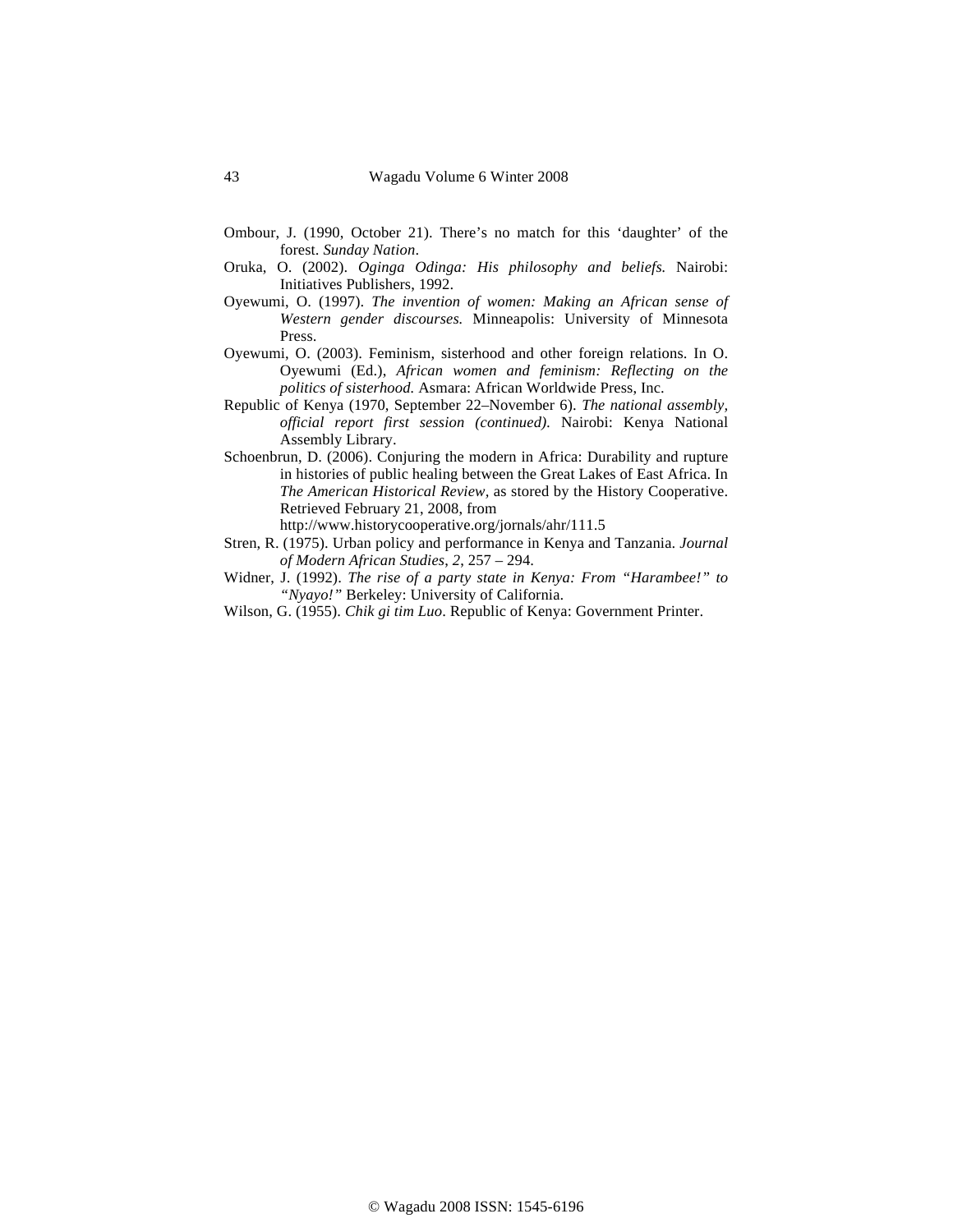Ombour, J. (1990, October 21). There's no match for this 'daughter' of the forest. *Sunday Nation*.

Oruka, O. (2002). *Oginga Odinga: His philosophy and beliefs.* Nairobi: Initiatives Publishers, 1992.

Oyewumi, O. (1997). *The invention of women: Making an African sense of Western gender discourses.* Minneapolis: University of Minnesota Press.

Oyewumi, O. (2003). Feminism, sisterhood and other foreign relations. In O. Oyewumi (Ed.), *African women and feminism: Reflecting on the politics of sisterhood.* Asmara: African Worldwide Press, Inc.

Republic of Kenya (1970, September 22–November 6). *The national assembly, official report first session (continued).* Nairobi: Kenya National Assembly Library.

Schoenbrun, D. (2006). Conjuring the modern in Africa: Durability and rupture in histories of public healing between the Great Lakes of East Africa. In *The American Historical Review*, as stored by the History Cooperative. Retrieved February 21, 2008, from http://www.historycooperative.org/jornals/ahr/111.5

Stren, R. (1975). Urban policy and performance in Kenya and Tanzania. *Journal of Modern African Studies, 2*, 257 – 294.

Widner, J. (1992). *The rise of a party state in Kenya: From "Harambee!" to "Nyayo!"* Berkeley: University of California.

Wilson, G. (1955). *Chik gi tim Luo*. Republic of Kenya: Government Printer.